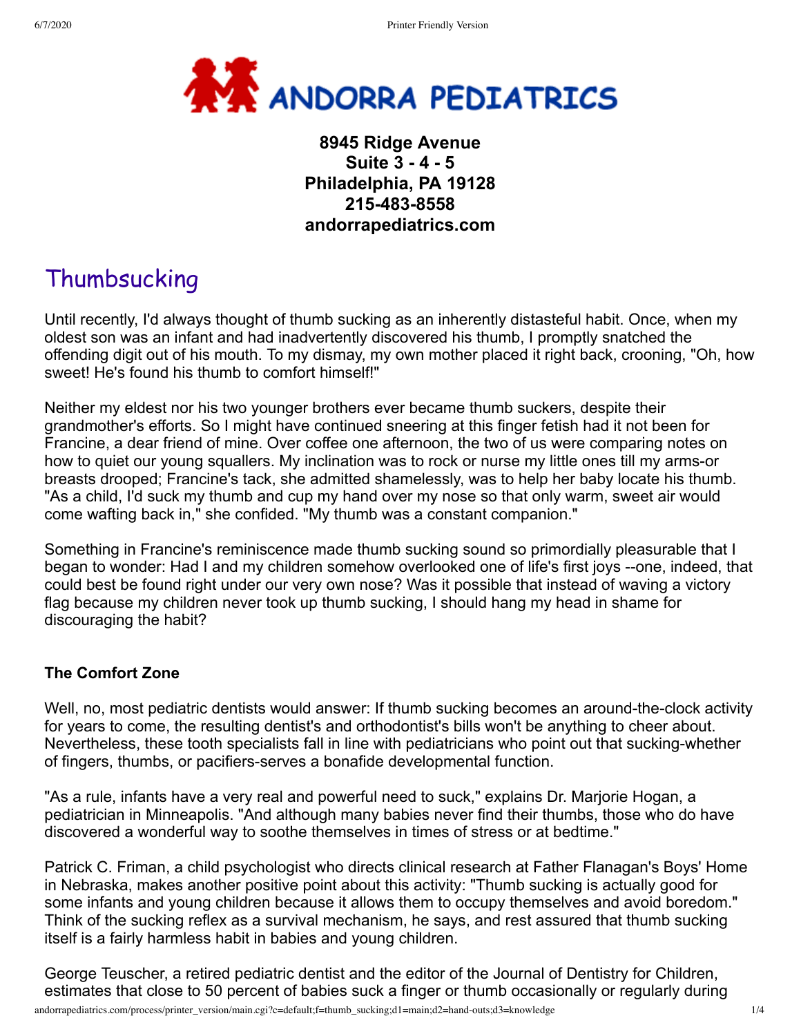**ANDORRA PEDIATRICS**

**8945 Ridge Avenue**
**Suite 3 - 4 - 5**
**Philadelphia, PA 19128**
**215-483-8558**
**andorrapediatrics.com**

# Thumbsucking

Until recently, I'd always thought of thumb sucking as an inherently distasteful habit. Once, when my oldest son was an infant and had inadvertently discovered his thumb, I promptly snatched the offending digit out of his mouth. To my dismay, my own mother placed it right back, crooning, "Oh, how sweet! He's found his thumb to comfort himself!"

Neither my eldest nor his two younger brothers ever became thumb suckers, despite their grandmother's efforts. So I might have continued sneering at this finger fetish had it not been for Francine, a dear friend of mine. Over coffee one afternoon, the two of us were comparing notes on how to quiet our young squallers. My inclination was to rock or nurse my little ones till my arms-or breasts drooped; Francine's tack, she admitted shamelessly, was to help her baby locate his thumb. "As a child, I'd suck my thumb and cup my hand over my nose so that only warm, sweet air would come wafting back in," she confided. "My thumb was a constant companion."

Something in Francine's reminiscence made thumb sucking sound so primordially pleasurable that I began to wonder: Had I and my children somehow overlooked one of life's first joys --one, indeed, that could best be found right under our very own nose? Was it possible that instead of waving a victory flag because my children never took up thumb sucking, I should hang my head in shame for discouraging the habit?

### The Comfort Zone

Well, no, most pediatric dentists would answer: If thumb sucking becomes an around-the-clock activity for years to come, the resulting dentist's and orthodontist's bills won't be anything to cheer about. Nevertheless, these tooth specialists fall in line with pediatricians who point out that sucking-whether of fingers, thumbs, or pacifiers-serves a bonafide developmental function.

"As a rule, infants have a very real and powerful need to suck," explains Dr. Marjorie Hogan, a pediatrician in Minneapolis. "And although many babies never find their thumbs, those who do have discovered a wonderful way to soothe themselves in times of stress or at bedtime."

Patrick C. Friman, a child psychologist who directs clinical research at Father Flanagan's Boys' Home in Nebraska, makes another positive point about this activity: "Thumb sucking is actually good for some infants and young children because it allows them to occupy themselves and avoid boredom." Think of the sucking reflex as a survival mechanism, he says, and rest assured that thumb sucking itself is a fairly harmless habit in babies and young children.

George Teuscher, a retired pediatric dentist and the editor of the Journal of Dentistry for Children, estimates that close to 50 percent of babies suck a finger or thumb occasionally or regularly during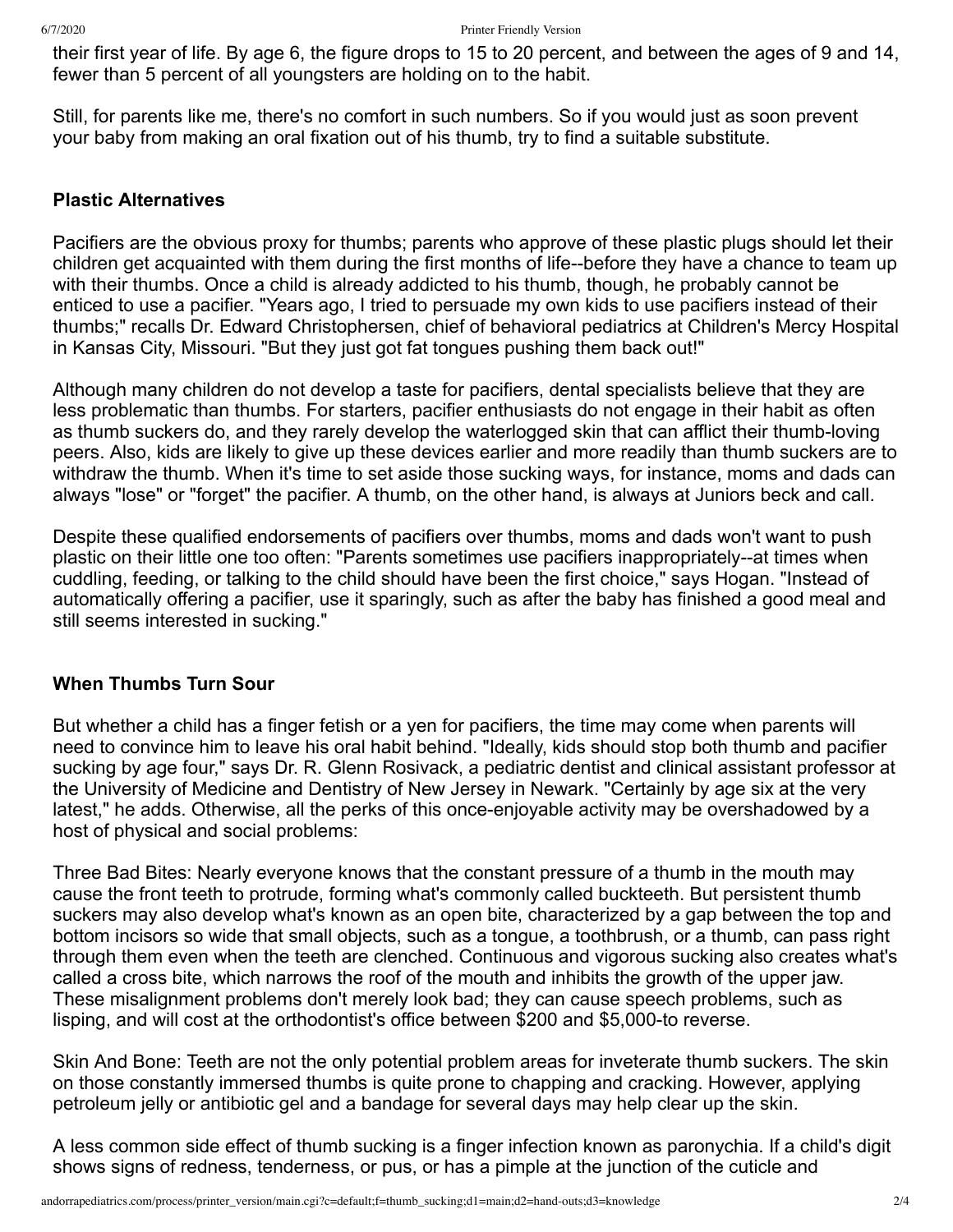their first year of life. By age 6, the figure drops to 15 to 20 percent, and between the ages of 9 and 14, fewer than 5 percent of all youngsters are holding on to the habit.

Still, for parents like me, there's no comfort in such numbers. So if you would just as soon prevent your baby from making an oral fixation out of his thumb, try to find a suitable substitute.

### Plastic Alternatives

Pacifiers are the obvious proxy for thumbs; parents who approve of these plastic plugs should let their children get acquainted with them during the first months of life--before they have a chance to team up with their thumbs. Once a child is already addicted to his thumb, though, he probably cannot be enticed to use a pacifier. "Years ago, I tried to persuade my own kids to use pacifiers instead of their thumbs;" recalls Dr. Edward Christophersen, chief of behavioral pediatrics at Children's Mercy Hospital in Kansas City, Missouri. "But they just got fat tongues pushing them back out!"

Although many children do not develop a taste for pacifiers, dental specialists believe that they are less problematic than thumbs. For starters, pacifier enthusiasts do not engage in their habit as often as thumb suckers do, and they rarely develop the waterlogged skin that can afflict their thumb-loving peers. Also, kids are likely to give up these devices earlier and more readily than thumb suckers are to withdraw the thumb. When it's time to set aside those sucking ways, for instance, moms and dads can always "lose" or "forget" the pacifier. A thumb, on the other hand, is always at Juniors beck and call.

Despite these qualified endorsements of pacifiers over thumbs, moms and dads won't want to push plastic on their little one too often: "Parents sometimes use pacifiers inappropriately--at times when cuddling, feeding, or talking to the child should have been the first choice," says Hogan. "Instead of automatically offering a pacifier, use it sparingly, such as after the baby has finished a good meal and still seems interested in sucking."

### When Thumbs Turn Sour

But whether a child has a finger fetish or a yen for pacifiers, the time may come when parents will need to convince him to leave his oral habit behind. "Ideally, kids should stop both thumb and pacifier sucking by age four," says Dr. R. Glenn Rosivack, a pediatric dentist and clinical assistant professor at the University of Medicine and Dentistry of New Jersey in Newark. "Certainly by age six at the very latest," he adds. Otherwise, all the perks of this once-enjoyable activity may be overshadowed by a host of physical and social problems:

Three Bad Bites: Nearly everyone knows that the constant pressure of a thumb in the mouth may cause the front teeth to protrude, forming what's commonly called buckteeth. But persistent thumb suckers may also develop what's known as an open bite, characterized by a gap between the top and bottom incisors so wide that small objects, such as a tongue, a toothbrush, or a thumb, can pass right through them even when the teeth are clenched. Continuous and vigorous sucking also creates what's called a cross bite, which narrows the roof of the mouth and inhibits the growth of the upper jaw. These misalignment problems don't merely look bad; they can cause speech problems, such as lisping, and will cost at the orthodontist's office between $200 and $5,000-to reverse.

Skin And Bone: Teeth are not the only potential problem areas for inveterate thumb suckers. The skin on those constantly immersed thumbs is quite prone to chapping and cracking. However, applying petroleum jelly or antibiotic gel and a bandage for several days may help clear up the skin.

A less common side effect of thumb sucking is a finger infection known as paronychia. If a child's digit shows signs of redness, tenderness, or pus, or has a pimple at the junction of the cuticle and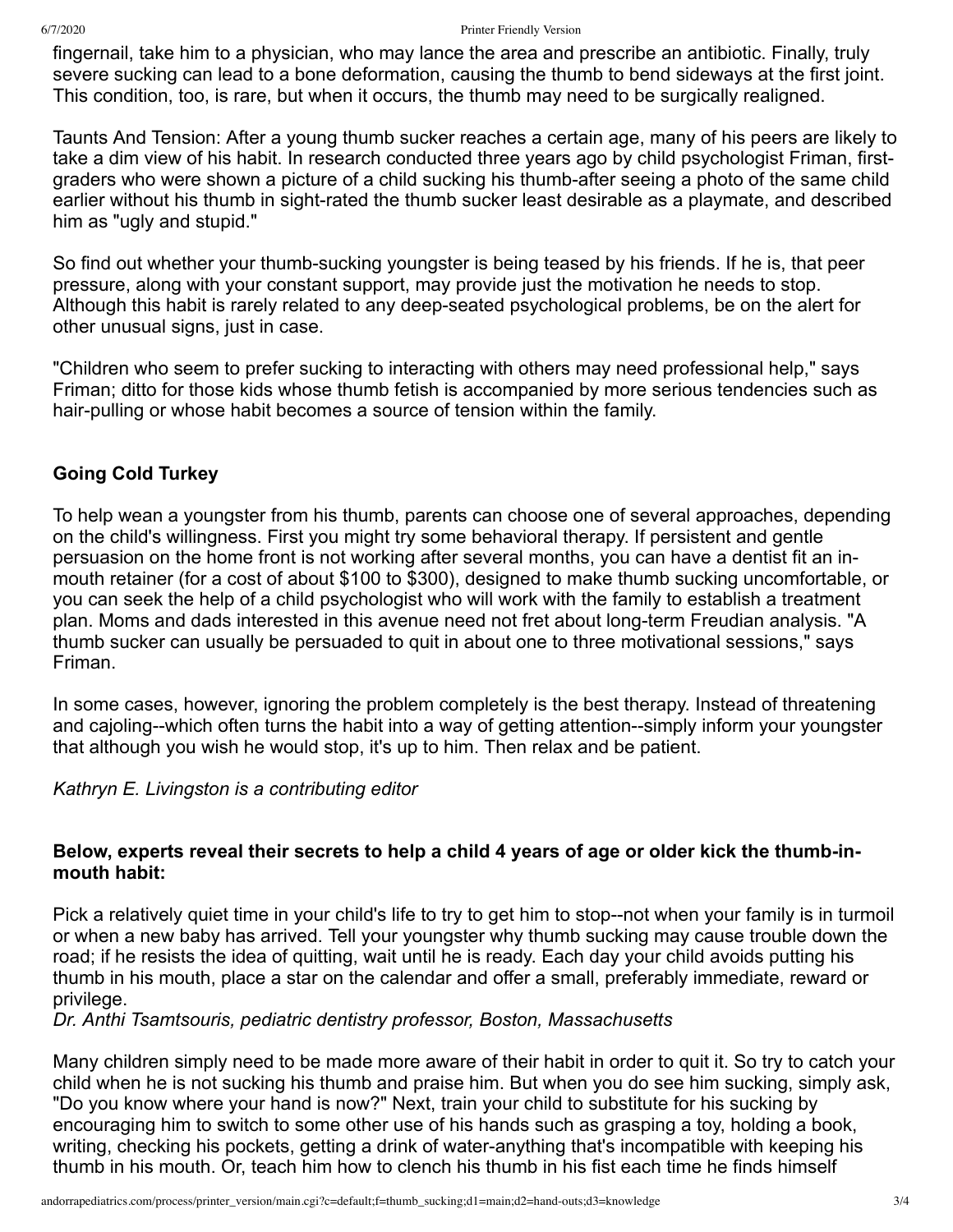fingernail, take him to a physician, who may lance the area and prescribe an antibiotic. Finally, truly severe sucking can lead to a bone deformation, causing the thumb to bend sideways at the first joint. This condition, too, is rare, but when it occurs, the thumb may need to be surgically realigned.

Taunts And Tension: After a young thumb sucker reaches a certain age, many of his peers are likely to take a dim view of his habit. In research conducted three years ago by child psychologist Friman, first-graders who were shown a picture of a child sucking his thumb-after seeing a photo of the same child earlier without his thumb in sight-rated the thumb sucker least desirable as a playmate, and described him as "ugly and stupid."

So find out whether your thumb-sucking youngster is being teased by his friends. If he is, that peer pressure, along with your constant support, may provide just the motivation he needs to stop. Although this habit is rarely related to any deep-seated psychological problems, be on the alert for other unusual signs, just in case.

"Children who seem to prefer sucking to interacting with others may need professional help," says Friman; ditto for those kids whose thumb fetish is accompanied by more serious tendencies such as hair-pulling or whose habit becomes a source of tension within the family.

### Going Cold Turkey

To help wean a youngster from his thumb, parents can choose one of several approaches, depending on the child's willingness. First you might try some behavioral therapy. If persistent and gentle persuasion on the home front is not working after several months, you can have a dentist fit an in-mouth retainer (for a cost of about $100 to $300), designed to make thumb sucking uncomfortable, or you can seek the help of a child psychologist who will work with the family to establish a treatment plan. Moms and dads interested in this avenue need not fret about long-term Freudian analysis. "A thumb sucker can usually be persuaded to quit in about one to three motivational sessions," says Friman.

In some cases, however, ignoring the problem completely is the best therapy. Instead of threatening and cajoling--which often turns the habit into a way of getting attention--simply inform your youngster that although you wish he would stop, it's up to him. Then relax and be patient.

*Kathryn E. Livingston is a contributing editor*

**Below, experts reveal their secrets to help a child 4 years of age or older kick the thumb-in-mouth habit:**

Pick a relatively quiet time in your child's life to try to get him to stop--not when your family is in turmoil or when a new baby has arrived. Tell your youngster why thumb sucking may cause trouble down the road; if he resists the idea of quitting, wait until he is ready. Each day your child avoids putting his thumb in his mouth, place a star on the calendar and offer a small, preferably immediate, reward or privilege.
*Dr. Anthi Tsamtsouris, pediatric dentistry professor, Boston, Massachusetts*

Many children simply need to be made more aware of their habit in order to quit it. So try to catch your child when he is not sucking his thumb and praise him. But when you do see him sucking, simply ask, "Do you know where your hand is now?" Next, train your child to substitute for his sucking by encouraging him to switch to some other use of his hands such as grasping a toy, holding a book, writing, checking his pockets, getting a drink of water-anything that's incompatible with keeping his thumb in his mouth. Or, teach him how to clench his thumb in his fist each time he finds himself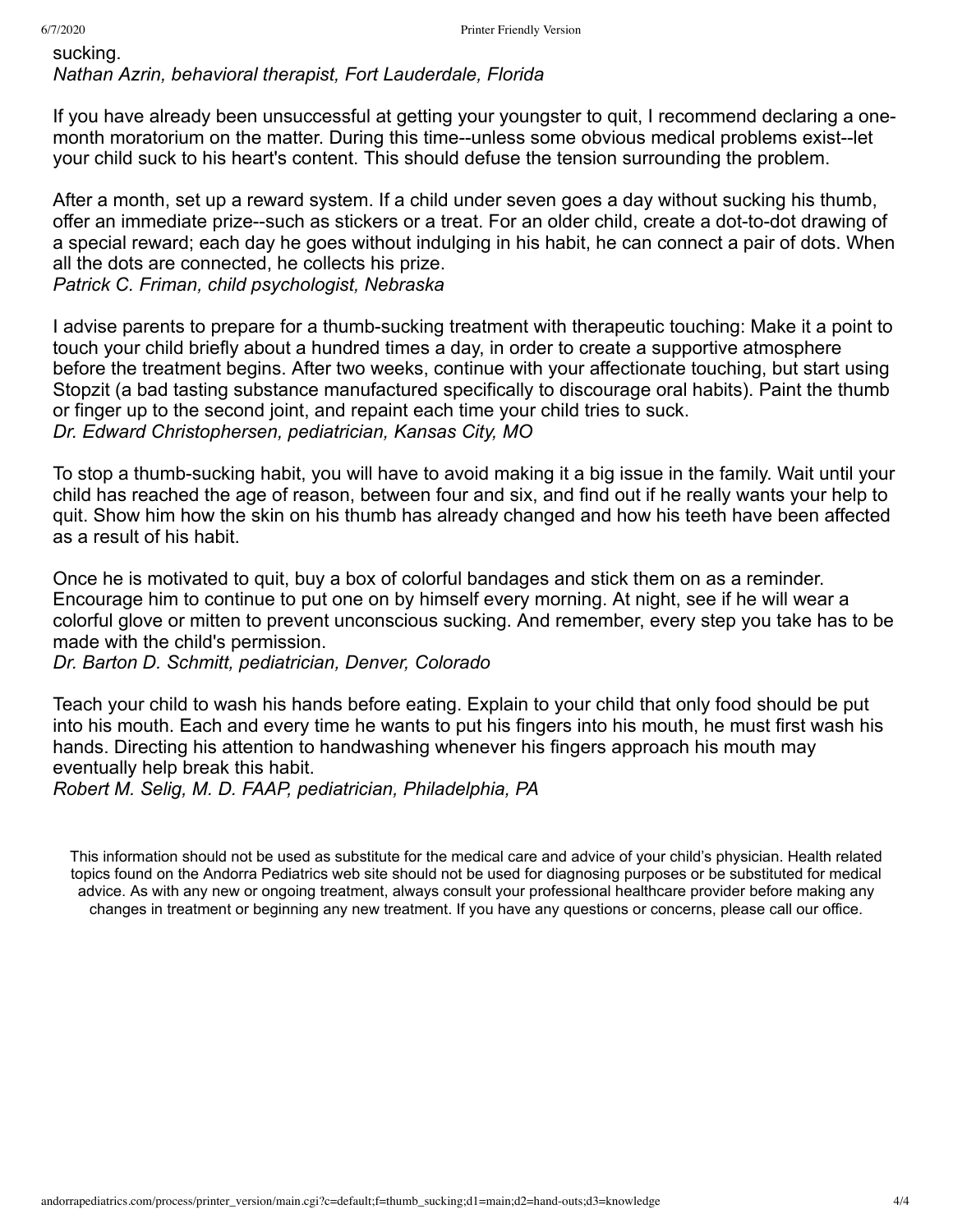sucking.
*Nathan Azrin, behavioral therapist, Fort Lauderdale, Florida*

If you have already been unsuccessful at getting your youngster to quit, I recommend declaring a one-month moratorium on the matter. During this time--unless some obvious medical problems exist--let your child suck to his heart's content. This should defuse the tension surrounding the problem.

After a month, set up a reward system. If a child under seven goes a day without sucking his thumb, offer an immediate prize--such as stickers or a treat. For an older child, create a dot-to-dot drawing of a special reward; each day he goes without indulging in his habit, he can connect a pair of dots. When all the dots are connected, he collects his prize.
*Patrick C. Friman, child psychologist, Nebraska*

I advise parents to prepare for a thumb-sucking treatment with therapeutic touching: Make it a point to touch your child briefly about a hundred times a day, in order to create a supportive atmosphere before the treatment begins. After two weeks, continue with your affectionate touching, but start using Stopzit (a bad tasting substance manufactured specifically to discourage oral habits). Paint the thumb or finger up to the second joint, and repaint each time your child tries to suck.
*Dr. Edward Christophersen, pediatrician, Kansas City, MO*

To stop a thumb-sucking habit, you will have to avoid making it a big issue in the family. Wait until your child has reached the age of reason, between four and six, and find out if he really wants your help to quit. Show him how the skin on his thumb has already changed and how his teeth have been affected as a result of his habit.

Once he is motivated to quit, buy a box of colorful bandages and stick them on as a reminder. Encourage him to continue to put one on by himself every morning. At night, see if he will wear a colorful glove or mitten to prevent unconscious sucking. And remember, every step you take has to be made with the child's permission.
*Dr. Barton D. Schmitt, pediatrician, Denver, Colorado*

Teach your child to wash his hands before eating. Explain to your child that only food should be put into his mouth. Each and every time he wants to put his fingers into his mouth, he must first wash his hands. Directing his attention to handwashing whenever his fingers approach his mouth may eventually help break this habit.
*Robert M. Selig, M. D. FAAP, pediatrician, Philadelphia, PA*

This information should not be used as substitute for the medical care and advice of your child's physician. Health related topics found on the Andorra Pediatrics web site should not be used for diagnosing purposes or be substituted for medical advice. As with any new or ongoing treatment, always consult your professional healthcare provider before making any changes in treatment or beginning any new treatment. If you have any questions or concerns, please call our office.